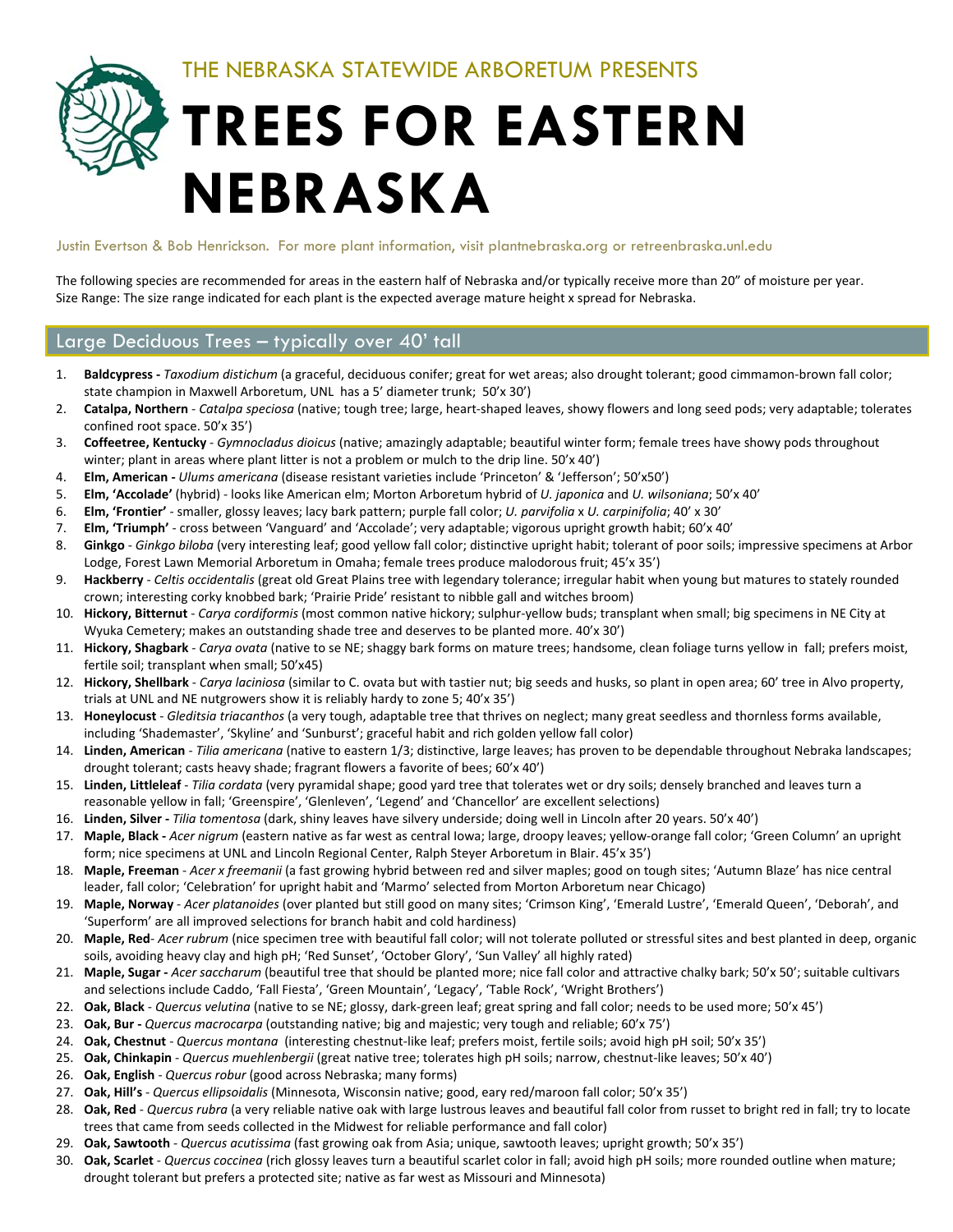THE NEBRASKA STATEWIDE ARBORETUM PRESENTS

# TREES FOR EASTERN NEBRASKA

Justin Evertson & Bob Henrickson. For more plant information, visit plantnebraska.org or retreenbraska.unl.edu

The following species are recommended for areas in the eastern half of Nebraska and/or typically receive more than 20" of moisture per year.
Size Range: The size range indicated for each plant is the expected average mature height x spread for Nebraska.

## Large Deciduous Trees – typically over 40' tall

1. **Baldcypress -** *Taxodium distichum* (a graceful, deciduous conifer; great for wet areas; also drought tolerant; good cimmamon-brown fall color; state champion in Maxwell Arboretum, UNL has a 5' diameter trunk; 50'x 30')
2. **Catalpa, Northern** - *Catalpa speciosa* (native; tough tree; large, heart-shaped leaves, showy flowers and long seed pods; very adaptable; tolerates confined root space. 50'x 35')
3. **Coffeetree, Kentucky** - *Gymnocladus dioicus* (native; amazingly adaptable; beautiful winter form; female trees have showy pods throughout winter; plant in areas where plant litter is not a problem or mulch to the drip line. 50'x 40')
4. **Elm, American -** *Ulums americana* (disease resistant varieties include 'Princeton' & 'Jefferson'; 50'x50')
5. **Elm, 'Accolade'** (hybrid) - looks like American elm; Morton Arboretum hybrid of *U. japonica* and *U. wilsoniana*; 50'x 40'
6. **Elm, 'Frontier'** - smaller, glossy leaves; lacy bark pattern; purple fall color; *U. parvifolia* x *U. carpinifolia*; 40' x 30'
7. **Elm, 'Triumph'** - cross between 'Vanguard' and 'Accolade'; very adaptable; vigorous upright growth habit; 60'x 40'
8. **Ginkgo** - *Ginkgo biloba* (very interesting leaf; good yellow fall color; distinctive upright habit; tolerant of poor soils; impressive specimens at Arbor Lodge, Forest Lawn Memorial Arboretum in Omaha; female trees produce malodorous fruit; 45'x 35')
9. **Hackberry** - *Celtis occidentalis* (great old Great Plains tree with legendary tolerance; irregular habit when young but matures to stately rounded crown; interesting corky knobbed bark; 'Prairie Pride' resistant to nibble gall and witches broom)
10. **Hickory, Bitternut** - *Carya cordiformis* (most common native hickory; sulphur-yellow buds; transplant when small; big specimens in NE City at Wyuka Cemetery; makes an outstanding shade tree and deserves to be planted more. 40'x 30')
11. **Hickory, Shagbark** - *Carya ovata* (native to se NE; shaggy bark forms on mature trees; handsome, clean foliage turns yellow in fall; prefers moist, fertile soil; transplant when small; 50'x45)
12. **Hickory, Shellbark** - *Carya laciniosa* (similar to C. ovata but with tastier nut; big seeds and husks, so plant in open area; 60' tree in Alvo property, trials at UNL and NE nutgrowers show it is reliably hardy to zone 5; 40'x 35')
13. **Honeylocust** - *Gleditsia triacanthos* (a very tough, adaptable tree that thrives on neglect; many great seedless and thornless forms available, including 'Shademaster', 'Skyline' and 'Sunburst'; graceful habit and rich golden yellow fall color)
14. **Linden, American** - *Tilia americana* (native to eastern 1/3; distinctive, large leaves; has proven to be dependable throughout Nebraka landscapes; drought tolerant; casts heavy shade; fragrant flowers a favorite of bees; 60'x 40')
15. **Linden, Littleleaf** - *Tilia cordata* (very pyramidal shape; good yard tree that tolerates wet or dry soils; densely branched and leaves turn a reasonable yellow in fall; 'Greenspire', 'Glenleven', 'Legend' and 'Chancellor' are excellent selections)
16. **Linden, Silver -** *Tilia tomentosa* (dark, shiny leaves have silvery underside; doing well in Lincoln after 20 years. 50'x 40')
17. **Maple, Black -** *Acer nigrum* (eastern native as far west as central Iowa; large, droopy leaves; yellow-orange fall color; 'Green Column' an upright form; nice specimens at UNL and Lincoln Regional Center, Ralph Steyer Arboretum in Blair. 45'x 35')
18. **Maple, Freeman** - *Acer x freemanii* (a fast growing hybrid between red and silver maples; good on tough sites; 'Autumn Blaze' has nice central leader, fall color; 'Celebration' for upright habit and 'Marmo' selected from Morton Arboretum near Chicago)
19. **Maple, Norway** - *Acer platanoides* (over planted but still good on many sites; 'Crimson King', 'Emerald Lustre', 'Emerald Queen', 'Deborah', and 'Superform' are all improved selections for branch habit and cold hardiness)
20. **Maple, Red**- *Acer rubrum* (nice specimen tree with beautiful fall color; will not tolerate polluted or stressful sites and best planted in deep, organic soils, avoiding heavy clay and high pH; 'Red Sunset', 'October Glory', 'Sun Valley' all highly rated)
21. **Maple, Sugar -** *Acer saccharum* (beautiful tree that should be planted more; nice fall color and attractive chalky bark; 50'x 50'; suitable cultivars and selections include Caddo, 'Fall Fiesta', 'Green Mountain', 'Legacy', 'Table Rock', 'Wright Brothers')
22. **Oak, Black** - *Quercus velutina* (native to se NE; glossy, dark-green leaf; great spring and fall color; needs to be used more; 50'x 45')
23. **Oak, Bur -** *Quercus macrocarpa* (outstanding native; big and majestic; very tough and reliable; 60'x 75')
24. **Oak, Chestnut** - *Quercus montana* (interesting chestnut-like leaf; prefers moist, fertile soils; avoid high pH soil; 50'x 35')
25. **Oak, Chinkapin** - *Quercus muehlenbergii* (great native tree; tolerates high pH soils; narrow, chestnut-like leaves; 50'x 40')
26. **Oak, English** - *Quercus robur* (good across Nebraska; many forms)
27. **Oak, Hill's** - *Quercus ellipsoidalis* (Minnesota, Wisconsin native; good, eary red/maroon fall color; 50'x 35')
28. **Oak, Red** - *Quercus rubra* (a very reliable native oak with large lustrous leaves and beautiful fall color from russet to bright red in fall; try to locate trees that came from seeds collected in the Midwest for reliable performance and fall color)
29. **Oak, Sawtooth** - *Quercus acutissima* (fast growing oak from Asia; unique, sawtooth leaves; upright growth; 50'x 35')
30. **Oak, Scarlet** - *Quercus coccinea* (rich glossy leaves turn a beautiful scarlet color in fall; avoid high pH soils; more rounded outline when mature; drought tolerant but prefers a protected site; native as far west as Missouri and Minnesota)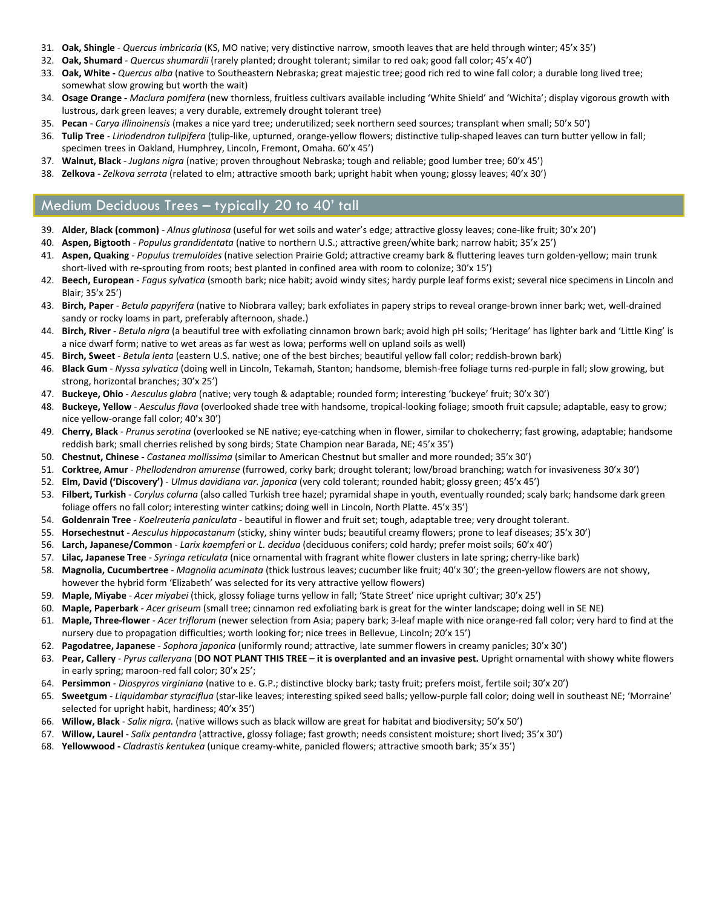31. **Oak, Shingle** - *Quercus imbricaria* (KS, MO native; very distinctive narrow, smooth leaves that are held through winter; 45'x 35')
32. **Oak, Shumard** - *Quercus shumardii* (rarely planted; drought tolerant; similar to red oak; good fall color; 45'x 40')
33. **Oak, White -** *Quercus alba* (native to Southeastern Nebraska; great majestic tree; good rich red to wine fall color; a durable long lived tree; somewhat slow growing but worth the wait)
34. **Osage Orange -** *Maclura pomifera* (new thornless, fruitless cultivars available including 'White Shield' and 'Wichita'; display vigorous growth with lustrous, dark green leaves; a very durable, extremely drought tolerant tree)
35. **Pecan** - *Carya illinoinensis* (makes a nice yard tree; underutilized; seek northern seed sources; transplant when small; 50'x 50')
36. **Tulip Tree** - *Liriodendron tulipifera* (tulip-like, upturned, orange-yellow flowers; distinctive tulip-shaped leaves can turn butter yellow in fall; specimen trees in Oakland, Humphrey, Lincoln, Fremont, Omaha. 60'x 45')
37. **Walnut, Black** - *Juglans nigra* (native; proven throughout Nebraska; tough and reliable; good lumber tree; 60'x 45')
38. **Zelkova -** *Zelkova serrata* (related to elm; attractive smooth bark; upright habit when young; glossy leaves; 40'x 30')

## Medium Deciduous Trees – typically 20 to 40' tall

39. **Alder, Black (common)** - *Alnus glutinosa* (useful for wet soils and water's edge; attractive glossy leaves; cone-like fruit; 30'x 20')
40. **Aspen, Bigtooth** - *Populus grandidentata* (native to northern U.S.; attractive green/white bark; narrow habit; 35'x 25')
41. **Aspen, Quaking** - *Populus tremuloides* (native selection Prairie Gold; attractive creamy bark & fluttering leaves turn golden-yellow; main trunk short-lived with re-sprouting from roots; best planted in confined area with room to colonize; 30'x 15')
42. **Beech, European** - *Fagus sylvatica* (smooth bark; nice habit; avoid windy sites; hardy purple leaf forms exist; several nice specimens in Lincoln and Blair; 35'x 25')
43. **Birch, Paper** - *Betula papyrifera* (native to Niobrara valley; bark exfoliates in papery strips to reveal orange-brown inner bark; wet, well-drained sandy or rocky loams in part, preferably afternoon, shade.)
44. **Birch, River** - *Betula nigra* (a beautiful tree with exfoliating cinnamon brown bark; avoid high pH soils; 'Heritage' has lighter bark and 'Little King' is a nice dwarf form; native to wet areas as far west as Iowa; performs well on upland soils as well)
45. **Birch, Sweet** - *Betula lenta* (eastern U.S. native; one of the best birches; beautiful yellow fall color; reddish-brown bark)
46. **Black Gum** - *Nyssa sylvatica* (doing well in Lincoln, Tekamah, Stanton; handsome, blemish-free foliage turns red-purple in fall; slow growing, but strong, horizontal branches; 30'x 25')
47. **Buckeye, Ohio** - *Aesculus glabra* (native; very tough & adaptable; rounded form; interesting 'buckeye' fruit; 30'x 30')
48. **Buckeye, Yellow** - *Aesculus flava* (overlooked shade tree with handsome, tropical-looking foliage; smooth fruit capsule; adaptable, easy to grow; nice yellow-orange fall color; 40'x 30')
49. **Cherry, Black** - *Prunus serotina* (overlooked se NE native; eye-catching when in flower, similar to chokecherry; fast growing, adaptable; handsome reddish bark; small cherries relished by song birds; State Champion near Barada, NE; 45'x 35')
50. **Chestnut, Chinese -** *Castanea mollissima* (similar to American Chestnut but smaller and more rounded; 35'x 30')
51. **Corktree, Amur** - *Phellodendron amurense* (furrowed, corky bark; drought tolerant; low/broad branching; watch for invasiveness 30'x 30')
52. **Elm, David ('Discovery')** - *Ulmus davidiana var. japonica* (very cold tolerant; rounded habit; glossy green; 45'x 45')
53. **Filbert, Turkish** - *Corylus colurna* (also called Turkish tree hazel; pyramidal shape in youth, eventually rounded; scaly bark; handsome dark green foliage offers no fall color; interesting winter catkins; doing well in Lincoln, North Platte. 45'x 35')
54. **Goldenrain Tree** - *Koelreuteria paniculata* - beautiful in flower and fruit set; tough, adaptable tree; very drought tolerant.
55. **Horsechestnut -** *Aesculus hippocastanum* (sticky, shiny winter buds; beautiful creamy flowers; prone to leaf diseases; 35'x 30')
56. **Larch, Japanese/Common** - *Larix kaempferi* or *L. decidua* (deciduous conifers; cold hardy; prefer moist soils; 60'x 40')
57. **Lilac, Japanese Tree** - *Syringa reticulata* (nice ornamental with fragrant white flower clusters in late spring; cherry-like bark)
58. **Magnolia, Cucumbertree** - *Magnolia acuminata* (thick lustrous leaves; cucumber like fruit; 40'x 30'; the green-yellow flowers are not showy, however the hybrid form 'Elizabeth' was selected for its very attractive yellow flowers)
59. **Maple, Miyabe** - *Acer miyabei* (thick, glossy foliage turns yellow in fall; 'State Street' nice upright cultivar; 30'x 25')
60. **Maple, Paperbark** - *Acer griseum* (small tree; cinnamon red exfoliating bark is great for the winter landscape; doing well in SE NE)
61. **Maple, Three-flower** - *Acer triflorum* (newer selection from Asia; papery bark; 3-leaf maple with nice orange-red fall color; very hard to find at the nursery due to propagation difficulties; worth looking for; nice trees in Bellevue, Lincoln; 20'x 15')
62. **Pagodatree, Japanese** - *Sophora japonica* (uniformly round; attractive, late summer flowers in creamy panicles; 30'x 30')
63. **Pear, Callery** - *Pyrus calleryana* (**DO NOT PLANT THIS TREE – it is overplanted and an invasive pest.** Upright ornamental with showy white flowers in early spring; maroon-red fall color; 30'x 25';
64. **Persimmon** - *Diospyros virginiana* (native to e. G.P.; distinctive blocky bark; tasty fruit; prefers moist, fertile soil; 30'x 20')
65. **Sweetgum** - *Liquidambar styraciflua* (star-like leaves; interesting spiked seed balls; yellow-purple fall color; doing well in southeast NE; 'Morraine' selected for upright habit, hardiness; 40'x 35')
66. **Willow, Black** - *Salix nigra.* (native willows such as black willow are great for habitat and biodiversity; 50'x 50')
67. **Willow, Laurel** - *Salix pentandra* (attractive, glossy foliage; fast growth; needs consistent moisture; short lived; 35'x 30')
68. **Yellowwood -** *Cladrastis kentukea* (unique creamy-white, panicled flowers; attractive smooth bark; 35'x 35')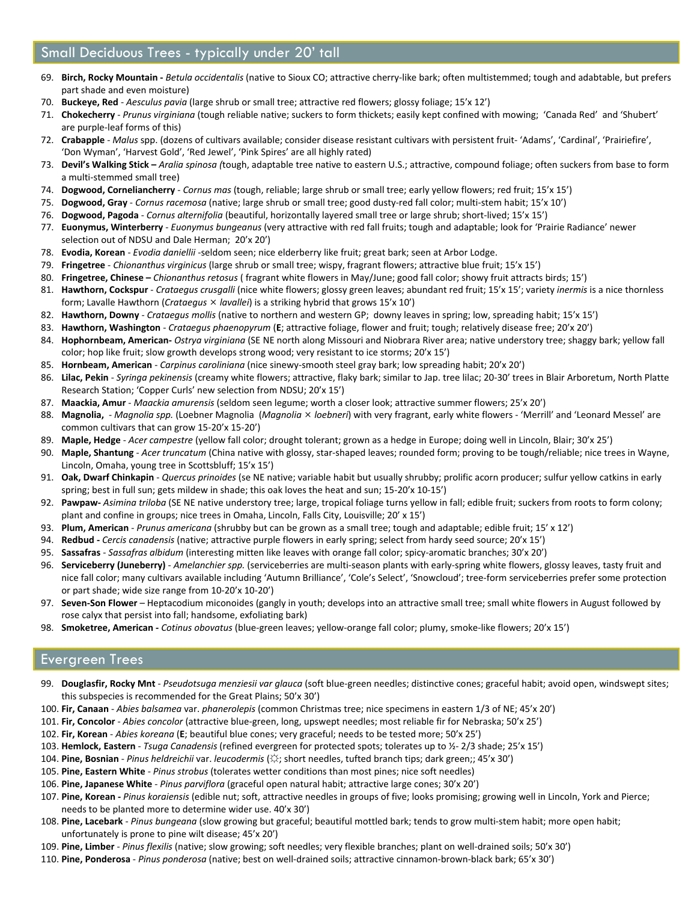## Small Deciduous Trees - typically under 20' tall

69. **Birch, Rocky Mountain -** *Betula occidentalis* (native to Sioux CO; attractive cherry-like bark; often multistemmed; tough and adabtable, but prefers part shade and even moisture)
70. **Buckeye, Red** - *Aesculus pavia* (large shrub or small tree; attractive red flowers; glossy foliage; 15'x 12')
71. **Chokecherry** - *Prunus virginiana* (tough reliable native; suckers to form thickets; easily kept confined with mowing; 'Canada Red' and 'Shubert' are purple-leaf forms of this)
72. **Crabapple** - *Malus* spp. (dozens of cultivars available; consider disease resistant cultivars with persistent fruit- 'Adams', 'Cardinal', 'Prairiefire', 'Don Wyman', 'Harvest Gold', 'Red Jewel', 'Pink Spires' are all highly rated)
73. **Devil's Walking Stick –** *Aralia spinosa (*tough, adaptable tree native to eastern U.S.; attractive, compound foliage; often suckers from base to form a multi-stemmed small tree)
74. **Dogwood, Corneliancherry** - *Cornus mas* (tough, reliable; large shrub or small tree; early yellow flowers; red fruit; 15'x 15')
75. **Dogwood, Gray** - *Cornus racemosa* (native; large shrub or small tree; good dusty-red fall color; multi-stem habit; 15'x 10')
76. **Dogwood, Pagoda** - *Cornus alternifolia* (beautiful, horizontally layered small tree or large shrub; short-lived; 15'x 15')
77. **Euonymus, Winterberry** - *Euonymus bungeanus* (very attractive with red fall fruits; tough and adaptable; look for 'Prairie Radiance' newer selection out of NDSU and Dale Herman; 20'x 20')
78. **Evodia, Korean** - *Evodia daniellii* -seldom seen; nice elderberry like fruit; great bark; seen at Arbor Lodge.
79. **Fringetree** - *Chionanthus virginicus* (large shrub or small tree; wispy, fragrant flowers; attractive blue fruit; 15'x 15')
80. **Fringetree, Chinese –** *Chionanthus retosus* ( fragrant white flowers in May/June; good fall color; showy fruit attracts birds; 15')
81. **Hawthorn, Cockspur** - *Crataegus crusgalli* (nice white flowers; glossy green leaves; abundant red fruit; 15'x 15'; variety *inermis* is a nice thornless form; Lavalle Hawthorn (*Crataegus × lavallei*) is a striking hybrid that grows 15'x 10')
82. **Hawthorn, Downy** - *Crataegus mollis* (native to northern and western GP; downy leaves in spring; low, spreading habit; 15'x 15')
83. **Hawthorn, Washington** - *Crataegus phaenopyrum* (**E**; attractive foliage, flower and fruit; tough; relatively disease free; 20'x 20')
84. **Hophornbeam, American-** *Ostrya virginiana* (SE NE north along Missouri and Niobrara River area; native understory tree; shaggy bark; yellow fall color; hop like fruit; slow growth develops strong wood; very resistant to ice storms; 20'x 15')
85. **Hornbeam, American** - *Carpinus caroliniana* (nice sinewy-smooth steel gray bark; low spreading habit; 20'x 20')
86. **Lilac, Pekin** - *Syringa pekinensis* (creamy white flowers; attractive, flaky bark; similar to Jap. tree lilac; 20-30' trees in Blair Arboretum, North Platte Research Station; 'Copper Curls' new selection from NDSU; 20'x 15')
87. **Maackia, Amur** - *Maackia amurensis* (seldom seen legume; worth a closer look; attractive summer flowers; 25'x 20')
88. **Magnolia,** - *Magnolia spp.* (Loebner Magnolia (*Magnolia × loebneri*) with very fragrant, early white flowers - 'Merrill' and 'Leonard Messel' are common cultivars that can grow 15-20'x 15-20')
89. **Maple, Hedge** - *Acer campestre* (yellow fall color; drought tolerant; grown as a hedge in Europe; doing well in Lincoln, Blair; 30'x 25')
90. **Maple, Shantung** - *Acer truncatum* (China native with glossy, star-shaped leaves; rounded form; proving to be tough/reliable; nice trees in Wayne, Lincoln, Omaha, young tree in Scottsbluff; 15'x 15')
91. **Oak, Dwarf Chinkapin** - *Quercus prinoides* (se NE native; variable habit but usually shrubby; prolific acorn producer; sulfur yellow catkins in early spring; best in full sun; gets mildew in shade; this oak loves the heat and sun; 15-20'x 10-15')
92. **Pawpaw-** *Asimina triloba* (SE NE native understory tree; large, tropical foliage turns yellow in fall; edible fruit; suckers from roots to form colony; plant and confine in groups; nice trees in Omaha, Lincoln, Falls City, Louisville; 20' x 15')
93. **Plum, American** - *Prunus americana* (shrubby but can be grown as a small tree; tough and adaptable; edible fruit; 15' x 12')
94. **Redbud -** *Cercis canadensis* (native; attractive purple flowers in early spring; select from hardy seed source; 20'x 15')
95. **Sassafras** - *Sassafras albidum* (interesting mitten like leaves with orange fall color; spicy-aromatic branches; 30'x 20')
96. **Serviceberry (Juneberry)** - *Amelanchier spp.* (serviceberries are multi-season plants with early-spring white flowers, glossy leaves, tasty fruit and nice fall color; many cultivars available including 'Autumn Brilliance', 'Cole's Select', 'Snowcloud'; tree-form serviceberries prefer some protection or part shade; wide size range from 10-20'x 10-20')
97. **Seven-Son Flower** – Heptacodium miconoides (gangly in youth; develops into an attractive small tree; small white flowers in August followed by rose calyx that persist into fall; handsome, exfoliating bark)
98. **Smoketree, American -** *Cotinus obovatus* (blue-green leaves; yellow-orange fall color; plumy, smoke-like flowers; 20'x 15')

## Evergreen Trees

99. **Douglasfir, Rocky Mnt** - *Pseudotsuga menziesii var glauca* (soft blue-green needles; distinctive cones; graceful habit; avoid open, windswept sites; this subspecies is recommended for the Great Plains; 50'x 30')
100. **Fir, Canaan** - *Abies balsamea* var. *phanerolepis* (common Christmas tree; nice specimens in eastern 1/3 of NE; 45'x 20')
101. **Fir, Concolor** - *Abies concolor* (attractive blue-green, long, upswept needles; most reliable fir for Nebraska; 50'x 25')
102. **Fir, Korean** - *Abies koreana* (**E**; beautiful blue cones; very graceful; needs to be tested more; 50'x 25')
103. **Hemlock, Eastern** - *Tsuga Canadensis* (refined evergreen for protected spots; tolerates up to ½- 2/3 shade; 25'x 15')
104. **Pine, Bosnian** - *Pinus heldreichii* var. *leucodermis* (☼; short needles, tufted branch tips; dark green;; 45'x 30')
105. **Pine, Eastern White** - *Pinus strobus* (tolerates wetter conditions than most pines; nice soft needles)
106. **Pine, Japanese White** - *Pinus parviflora* (graceful open natural habit; attractive large cones; 30'x 20')
107. **Pine, Korean -** *Pinus koraiensis* (edible nut; soft, attractive needles in groups of five; looks promising; growing well in Lincoln, York and Pierce; needs to be planted more to determine wider use. 40'x 30')
108. **Pine, Lacebark** - *Pinus bungeana* (slow growing but graceful; beautiful mottled bark; tends to grow multi-stem habit; more open habit; unfortunately is prone to pine wilt disease; 45'x 20')
109. **Pine, Limber** - *Pinus flexilis* (native; slow growing; soft needles; very flexible branches; plant on well-drained soils; 50'x 30')
110. **Pine, Ponderosa** - *Pinus ponderosa* (native; best on well-drained soils; attractive cinnamon-brown-black bark; 65'x 30')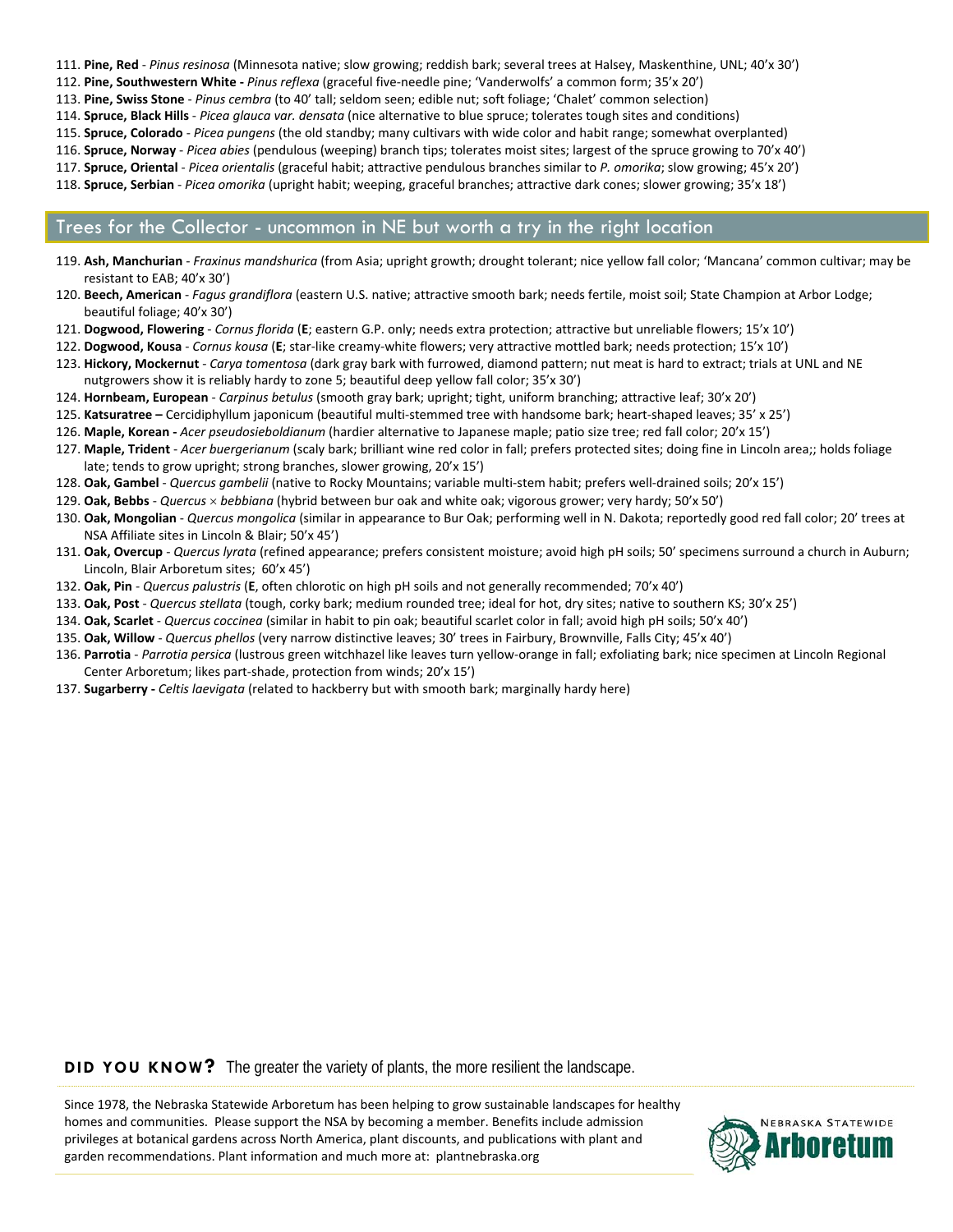111. **Pine, Red** - *Pinus resinosa* (Minnesota native; slow growing; reddish bark; several trees at Halsey, Maskenthine, UNL; 40'x 30')
112. **Pine, Southwestern White -** *Pinus reflexa* (graceful five-needle pine; 'Vanderwolfs' a common form; 35'x 20')
113. **Pine, Swiss Stone** - *Pinus cembra* (to 40' tall; seldom seen; edible nut; soft foliage; 'Chalet' common selection)
114. **Spruce, Black Hills** - *Picea glauca var. densata* (nice alternative to blue spruce; tolerates tough sites and conditions)
115. **Spruce, Colorado** - *Picea pungens* (the old standby; many cultivars with wide color and habit range; somewhat overplanted)
116. **Spruce, Norway** - *Picea abies* (pendulous (weeping) branch tips; tolerates moist sites; largest of the spruce growing to 70'x 40')
117. **Spruce, Oriental** - *Picea orientalis* (graceful habit; attractive pendulous branches similar to *P. omorika*; slow growing; 45'x 20')
118. **Spruce, Serbian** - *Picea omorika* (upright habit; weeping, graceful branches; attractive dark cones; slower growing; 35'x 18')

## Trees for the Collector - uncommon in NE but worth a try in the right location

119. **Ash, Manchurian** - *Fraxinus mandshurica* (from Asia; upright growth; drought tolerant; nice yellow fall color; 'Mancana' common cultivar; may be resistant to EAB; 40'x 30')
120. **Beech, American** - *Fagus grandiflora* (eastern U.S. native; attractive smooth bark; needs fertile, moist soil; State Champion at Arbor Lodge; beautiful foliage; 40'x 30')
121. **Dogwood, Flowering** - *Cornus florida* (**E**; eastern G.P. only; needs extra protection; attractive but unreliable flowers; 15'x 10')
122. **Dogwood, Kousa** - *Cornus kousa* (**E**; star-like creamy-white flowers; very attractive mottled bark; needs protection; 15'x 10')
123. **Hickory, Mockernut** - *Carya tomentosa* (dark gray bark with furrowed, diamond pattern; nut meat is hard to extract; trials at UNL and NE nutgrowers show it is reliably hardy to zone 5; beautiful deep yellow fall color; 35'x 30')
124. **Hornbeam, European** - *Carpinus betulus* (smooth gray bark; upright; tight, uniform branching; attractive leaf; 30'x 20')
125. **Katsuratree –** Cercidiphyllum japonicum (beautiful multi-stemmed tree with handsome bark; heart-shaped leaves; 35' x 25')
126. **Maple, Korean -** *Acer pseudosieboldianum* (hardier alternative to Japanese maple; patio size tree; red fall color; 20'x 15')
127. **Maple, Trident** - *Acer buergerianum* (scaly bark; brilliant wine red color in fall; prefers protected sites; doing fine in Lincoln area;; holds foliage late; tends to grow upright; strong branches, slower growing, 20'x 15')
128. **Oak, Gambel** - *Quercus gambelii* (native to Rocky Mountains; variable multi-stem habit; prefers well-drained soils; 20'x 15')
129. **Oak, Bebbs** - *Quercus × bebbiana* (hybrid between bur oak and white oak; vigorous grower; very hardy; 50'x 50')
130. **Oak, Mongolian** - *Quercus mongolica* (similar in appearance to Bur Oak; performing well in N. Dakota; reportedly good red fall color; 20' trees at NSA Affiliate sites in Lincoln & Blair; 50'x 45')
131. **Oak, Overcup** - *Quercus lyrata* (refined appearance; prefers consistent moisture; avoid high pH soils; 50' specimens surround a church in Auburn; Lincoln, Blair Arboretum sites; 60'x 45')
132. **Oak, Pin** - *Quercus palustris* (**E**, often chlorotic on high pH soils and not generally recommended; 70'x 40')
133. **Oak, Post** - *Quercus stellata* (tough, corky bark; medium rounded tree; ideal for hot, dry sites; native to southern KS; 30'x 25')
134. **Oak, Scarlet** - *Quercus coccinea* (similar in habit to pin oak; beautiful scarlet color in fall; avoid high pH soils; 50'x 40')
135. **Oak, Willow** - *Quercus phellos* (very narrow distinctive leaves; 30' trees in Fairbury, Brownville, Falls City; 45'x 40')
136. **Parrotia** - *Parrotia persica* (lustrous green witchhazel like leaves turn yellow-orange in fall; exfoliating bark; nice specimen at Lincoln Regional Center Arboretum; likes part-shade, protection from winds; 20'x 15')
137. **Sugarberry -** *Celtis laevigata* (related to hackberry but with smooth bark; marginally hardy here)

**DID YOU KNOW?** The greater the variety of plants, the more resilient the landscape.

Since 1978, the Nebraska Statewide Arboretum has been helping to grow sustainable landscapes for healthy homes and communities. Please support the NSA by becoming a member. Benefits include admission privileges at botanical gardens across North America, plant discounts, and publications with plant and garden recommendations. Plant information and much more at: plantnebraska.org

Nebraska Statewide Arboretum